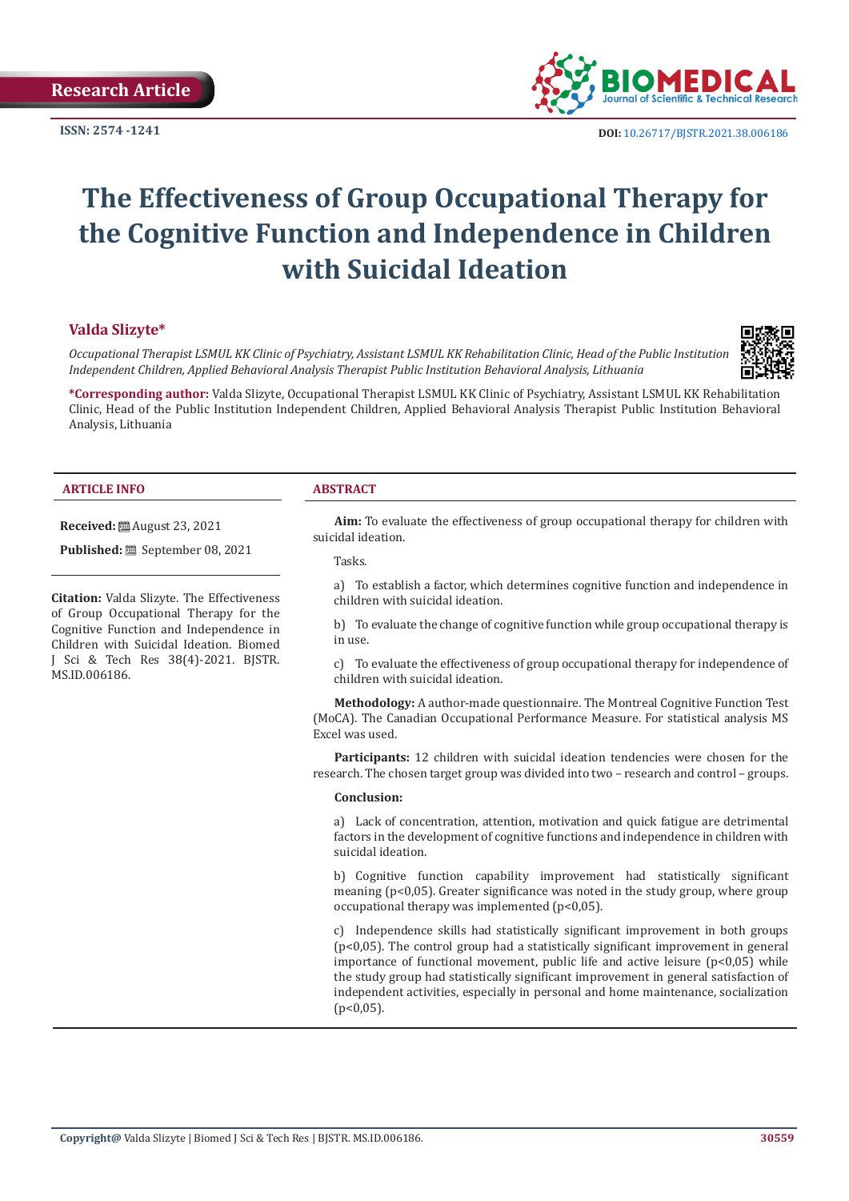Research Article

ISSN: 2574 -1241

DOI: 10.26717/BJSTR.2021.38.006186

# The Effectiveness of Group Occupational Therapy for the Cognitive Function and Independence in Children with Suicidal Ideation

**Valda Slizyte***

*Occupational Therapist LSMUL KK Clinic of Psychiatry, Assistant LSMUL KK Rehabilitation Clinic, Head of the Public Institution Independent Children, Applied Behavioral Analysis Therapist Public Institution Behavioral Analysis, Lithuania*

**\*Corresponding author:** Valda Slizyte, Occupational Therapist LSMUL KK Clinic of Psychiatry, Assistant LSMUL KK Rehabilitation Clinic, Head of the Public Institution Independent Children, Applied Behavioral Analysis Therapist Public Institution Behavioral Analysis, Lithuania

## ARTICLE INFO

**Received:** August 23, 2021

**Published:** September 08, 2021

**Citation:** Valda Slizyte. The Effectiveness of Group Occupational Therapy for the Cognitive Function and Independence in Children with Suicidal Ideation. Biomed J Sci & Tech Res 38(4)-2021. BJSTR. MS.ID.006186.

## ABSTRACT

**Aim:** To evaluate the effectiveness of group occupational therapy for children with suicidal ideation.

Tasks.

a) To establish a factor, which determines cognitive function and independence in children with suicidal ideation.

b) To evaluate the change of cognitive function while group occupational therapy is in use.

c) To evaluate the effectiveness of group occupational therapy for independence of children with suicidal ideation.

**Methodology:** A author-made questionnaire. The Montreal Cognitive Function Test (MoCA). The Canadian Occupational Performance Measure. For statistical analysis MS Excel was used.

**Participants:** 12 children with suicidal ideation tendencies were chosen for the research. The chosen target group was divided into two – research and control – groups.

**Conclusion:**

a) Lack of concentration, attention, motivation and quick fatigue are detrimental factors in the development of cognitive functions and independence in children with suicidal ideation.

b) Cognitive function capability improvement had statistically significant meaning ($p<0,05$). Greater significance was noted in the study group, where group occupational therapy was implemented ($p<0,05$).

c) Independence skills had statistically significant improvement in both groups ($p<0,05$). The control group had a statistically significant improvement in general importance of functional movement, public life and active leisure ($p<0,05$) while the study group had statistically significant improvement in general satisfaction of independent activities, especially in personal and home maintenance, socialization ($p<0,05$).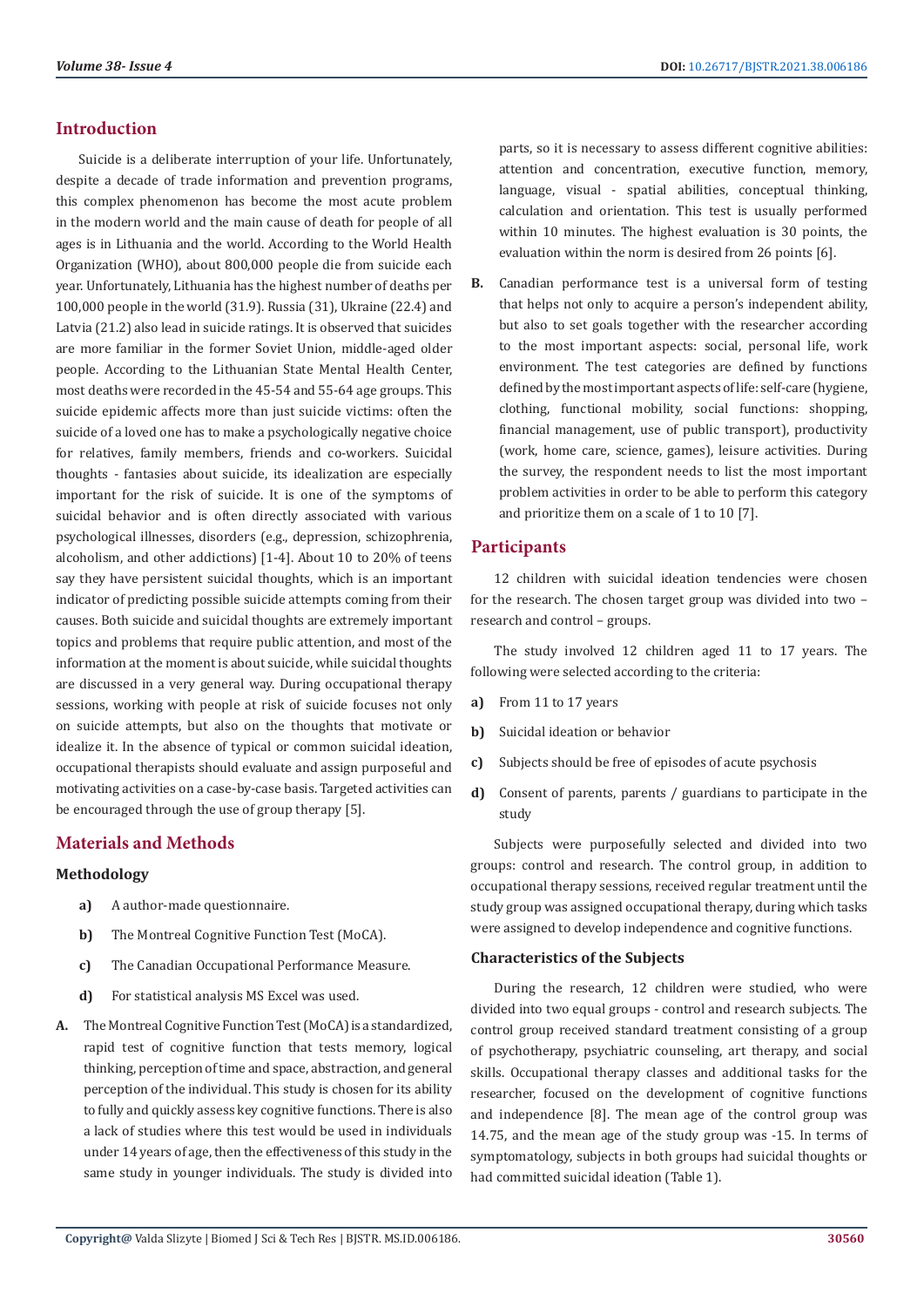## Introduction

Suicide is a deliberate interruption of your life. Unfortunately, despite a decade of trade information and prevention programs, this complex phenomenon has become the most acute problem in the modern world and the main cause of death for people of all ages is in Lithuania and the world. According to the World Health Organization (WHO), about 800,000 people die from suicide each year. Unfortunately, Lithuania has the highest number of deaths per 100,000 people in the world (31.9). Russia (31), Ukraine (22.4) and Latvia (21.2) also lead in suicide ratings. It is observed that suicides are more familiar in the former Soviet Union, middle-aged older people. According to the Lithuanian State Mental Health Center, most deaths were recorded in the 45-54 and 55-64 age groups. This suicide epidemic affects more than just suicide victims: often the suicide of a loved one has to make a psychologically negative choice for relatives, family members, friends and co-workers. Suicidal thoughts - fantasies about suicide, its idealization are especially important for the risk of suicide. It is one of the symptoms of suicidal behavior and is often directly associated with various psychological illnesses, disorders (e.g., depression, schizophrenia, alcoholism, and other addictions) [1-4]. About 10 to 20% of teens say they have persistent suicidal thoughts, which is an important indicator of predicting possible suicide attempts coming from their causes. Both suicide and suicidal thoughts are extremely important topics and problems that require public attention, and most of the information at the moment is about suicide, while suicidal thoughts are discussed in a very general way. During occupational therapy sessions, working with people at risk of suicide focuses not only on suicide attempts, but also on the thoughts that motivate or idealize it. In the absence of typical or common suicidal ideation, occupational therapists should evaluate and assign purposeful and motivating activities on a case-by-case basis. Targeted activities can be encouraged through the use of group therapy [5].

## Materials and Methods

### Methodology

a) A author-made questionnaire.

b) The Montreal Cognitive Function Test (MoCA).

c) The Canadian Occupational Performance Measure.

d) For statistical analysis MS Excel was used.

A. The Montreal Cognitive Function Test (MoCA) is a standardized, rapid test of cognitive function that tests memory, logical thinking, perception of time and space, abstraction, and general perception of the individual. This study is chosen for its ability to fully and quickly assess key cognitive functions. There is also a lack of studies where this test would be used in individuals under 14 years of age, then the effectiveness of this study in the same study in younger individuals. The study is divided into parts, so it is necessary to assess different cognitive abilities: attention and concentration, executive function, memory, language, visual - spatial abilities, conceptual thinking, calculation and orientation. This test is usually performed within 10 minutes. The highest evaluation is 30 points, the evaluation within the norm is desired from 26 points [6].

B. Canadian performance test is a universal form of testing that helps not only to acquire a person's independent ability, but also to set goals together with the researcher according to the most important aspects: social, personal life, work environment. The test categories are defined by functions defined by the most important aspects of life: self-care (hygiene, clothing, functional mobility, social functions: shopping, financial management, use of public transport), productivity (work, home care, science, games), leisure activities. During the survey, the respondent needs to list the most important problem activities in order to be able to perform this category and prioritize them on a scale of 1 to 10 [7].

## Participants

12 children with suicidal ideation tendencies were chosen for the research. The chosen target group was divided into two – research and control – groups.

The study involved 12 children aged 11 to 17 years. The following were selected according to the criteria:

a) From 11 to 17 years

b) Suicidal ideation or behavior

c) Subjects should be free of episodes of acute psychosis

d) Consent of parents, parents / guardians to participate in the study

Subjects were purposefully selected and divided into two groups: control and research. The control group, in addition to occupational therapy sessions, received regular treatment until the study group was assigned occupational therapy, during which tasks were assigned to develop independence and cognitive functions.

### Characteristics of the Subjects

During the research, 12 children were studied, who were divided into two equal groups - control and research subjects. The control group received standard treatment consisting of a group of psychotherapy, psychiatric counseling, art therapy, and social skills. Occupational therapy classes and additional tasks for the researcher, focused on the development of cognitive functions and independence [8]. The mean age of the control group was 14.75, and the mean age of the study group was -15. In terms of symptomatology, subjects in both groups had suicidal thoughts or had committed suicidal ideation (Table 1).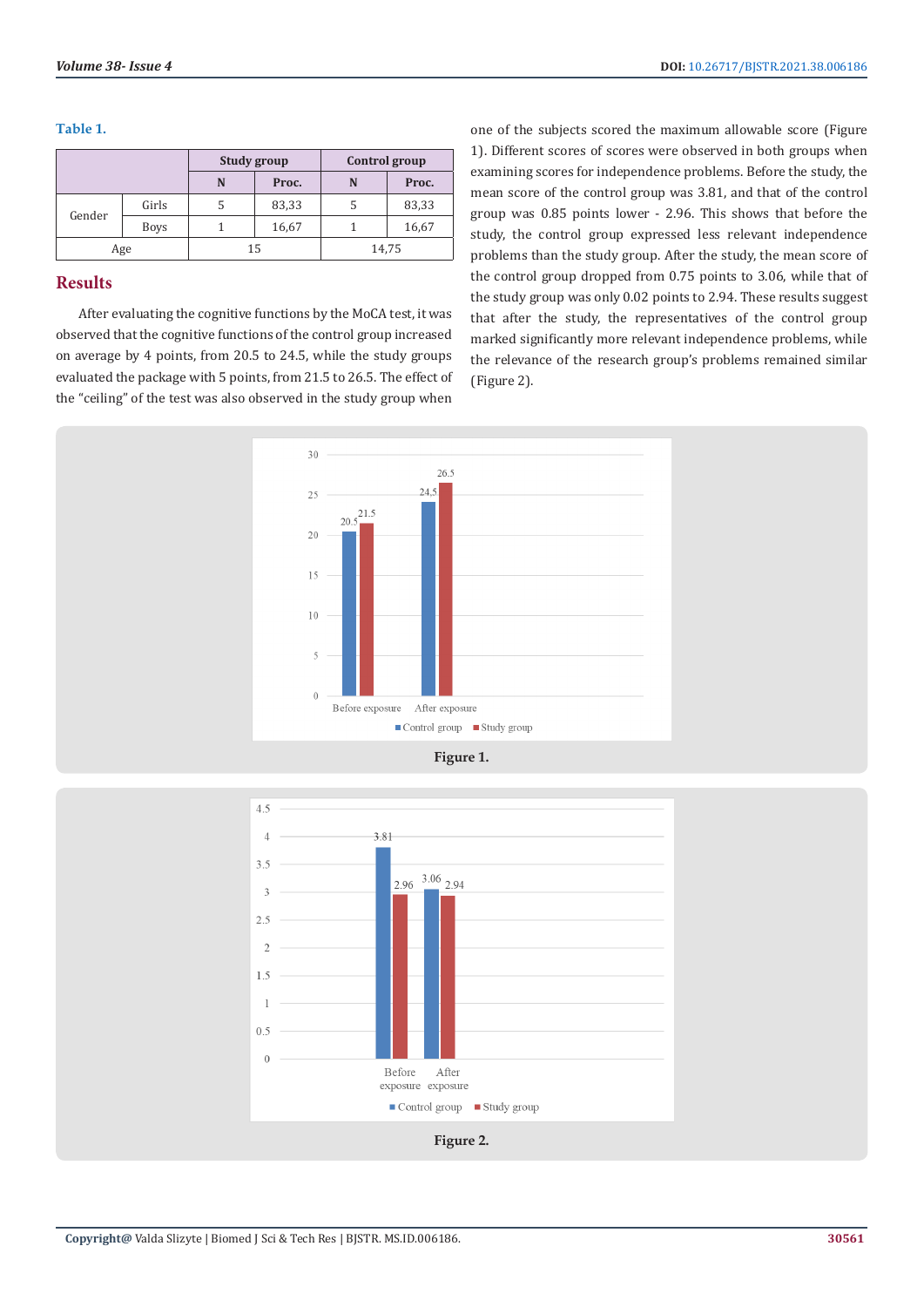**Table 1.**

| | | Study group | | Control group | |
|---|---|---|---|---|---|
| | | N | Proc. | N | Proc. |
| Gender | Girls | 5 | 83,33 | 5 | 83,33 |
| | Boys | 1 | 16,67 | 1 | 16,67 |
| Age | | 15 | | 14,75 | |

## Results

After evaluating the cognitive functions by the MoCA test, it was observed that the cognitive functions of the control group increased on average by 4 points, from 20.5 to 24.5, while the study groups evaluated the package with 5 points, from 21.5 to 26.5. The effect of the "ceiling" of the test was also observed in the study group when one of the subjects scored the maximum allowable score (Figure 1). Different scores of scores were observed in both groups when examining scores for independence problems. Before the study, the mean score of the control group was 3.81, and that of the control group was 0.85 points lower - 2.96. This shows that before the study, the control group expressed less relevant independence problems than the study group. After the study, the mean score of the control group dropped from 0.75 points to 3.06, while that of the study group was only 0.02 points to 2.94. These results suggest that after the study, the representatives of the control group marked significantly more relevant independence problems, while the relevance of the research group's problems remained similar (Figure 2).

**Figure 1.**

**Figure 2.**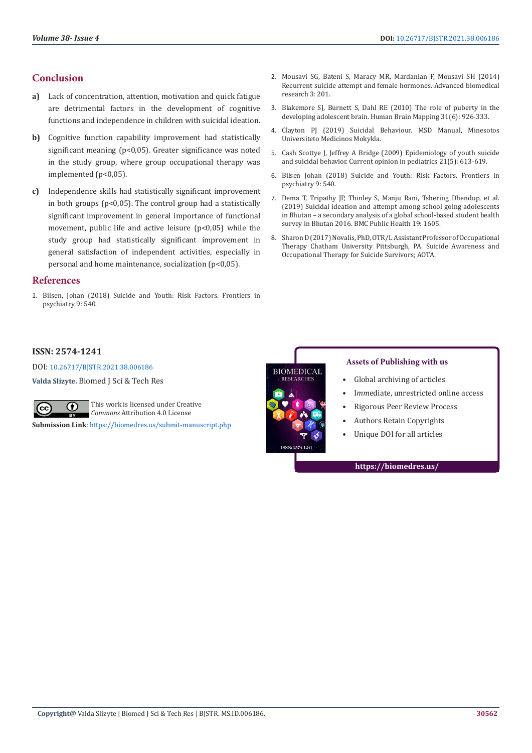## Conclusion

**a)** Lack of concentration, attention, motivation and quick fatigue are detrimental factors in the development of cognitive functions and independence in children with suicidal ideation.

**b)** Cognitive function capability improvement had statistically significant meaning ($p<0,05$). Greater significance was noted in the study group, where group occupational therapy was implemented ($p<0,05$).

**c)** Independence skills had statistically significant improvement in both groups ($p<0,05$). The control group had a statistically significant improvement in general importance of functional movement, public life and active leisure ($p<0,05$) while the study group had statistically significant improvement in general satisfaction of independent activities, especially in personal and home maintenance, socialization ($p<0,05$).

## References

1. Bilsen, Johan (2018) Suicide and Youth: Risk Factors. Frontiers in psychiatry 9: 540.
2. Mousavi SG, Bateni S, Maracy MR, Mardanian F, Mousavi SH (2014) Recurrent suicide attempt and female hormones. Advanced biomedical research 3: 201.
3. Blakemore SJ, Burnett S, Dahl RE (2010) The role of puberty in the developing adolescent brain. Human Brain Mapping 31(6): 926-333.
4. Clayton PJ (2019) Suicidal Behaviour. MSD Manual, Minesotos Universiteto Medicinos Mokykla.
5. Cash Scottye J, Jeffrey A Bridge (2009) Epidemiology of youth suicide and suicidal behavior. Current opinion in pediatrics 21(5): 613-619.
6. Bilsen Johan (2018) Suicide and Youth: Risk Factors. Frontiers in psychiatry 9: 540.
7. Dema T, Tripathy JP, Thinley S, Manju Rani, Tshering Dhendup, et al. (2019) Suicidal ideation and attempt among school going adolescents in Bhutan – a secondary analysis of a global school-based student health survey in Bhutan 2016. BMC Public Health 19: 1605.
8. Sharon D (2017) Novalis, PhD, OTR/L Assistant Professor of Occupational Therapy Chatham University Pittsburgh, PA. Suicide Awareness and Occupational Therapy for Suicide Survivors; AOTA.

**ISSN: 2574-1241**

DOI: 10.26717/BJSTR.2021.38.006186

**Valda Slizyte.** Biomed J Sci & Tech Res

This work is licensed under Creative *Commons* Attribution 4.0 License

**Submission Link**: https://biomedres.us/submit-manuscript.php

**Assets of Publishing with us**

- Global archiving of articles
- Immediate, unrestricted online access
- Rigorous Peer Review Process
- Authors Retain Copyrights
- Unique DOI for all articles

**https://biomedres.us/**